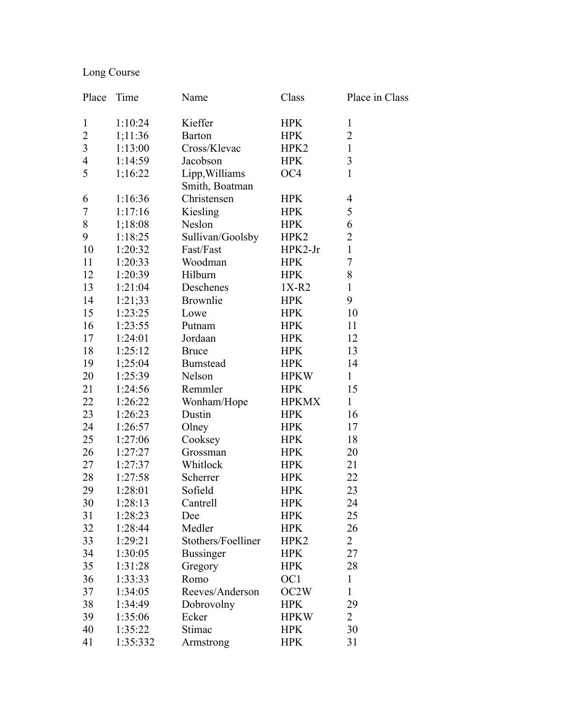Long Course

| Place | Time | Name | Class | Place in Class |
|---|---|---|---|---|
| 1 | 1:10:24 | Kieffer | HPK | 1 |
| 2 | 1;11:36 | Barton | HPK | 2 |
| 3 | 1:13:00 | Cross/Klevac | HPK2 | 1 |
| 4 | 1:14:59 | Jacobson | HPK | 3 |
| 5 | 1;16:22 | Lipp,Williams Smith, Boatman | OC4 | 1 |
| 6 | 1:16:36 | Christensen | HPK | 4 |
| 7 | 1:17:16 | Kiesling | HPK | 5 |
| 8 | 1;18:08 | Neslon | HPK | 6 |
| 9 | 1:18:25 | Sullivan/Goolsby | HPK2 | 2 |
| 10 | 1:20:32 | Fast/Fast | HPK2-Jr | 1 |
| 11 | 1:20:33 | Woodman | HPK | 7 |
| 12 | 1:20:39 | Hilburn | HPK | 8 |
| 13 | 1:21:04 | Deschenes | 1X-R2 | 1 |
| 14 | 1:21;33 | Brownlie | HPK | 9 |
| 15 | 1:23:25 | Lowe | HPK | 10 |
| 16 | 1:23:55 | Putnam | HPK | 11 |
| 17 | 1:24:01 | Jordaan | HPK | 12 |
| 18 | 1:25:12 | Bruce | HPK | 13 |
| 19 | 1;25:04 | Bumstead | HPK | 14 |
| 20 | 1:25:39 | Nelson | HPKW | 1 |
| 21 | 1:24:56 | Remmler | HPK | 15 |
| 22 | 1:26:22 | Wonham/Hope | HPKMX | 1 |
| 23 | 1:26:23 | Dustin | HPK | 16 |
| 24 | 1:26:57 | Olney | HPK | 17 |
| 25 | 1:27:06 | Cooksey | HPK | 18 |
| 26 | 1:27:27 | Grossman | HPK | 20 |
| 27 | 1:27:37 | Whitlock | HPK | 21 |
| 28 | 1:27:58 | Scherrer | HPK | 22 |
| 29 | 1:28:01 | Sofield | HPK | 23 |
| 30 | 1:28:13 | Cantrell | HPK | 24 |
| 31 | 1:28:23 | Dee | HPK | 25 |
| 32 | 1:28:44 | Medler | HPK | 26 |
| 33 | 1:29:21 | Stothers/Foelliner | HPK2 | 2 |
| 34 | 1:30:05 | Bussinger | HPK | 27 |
| 35 | 1:31:28 | Gregory | HPK | 28 |
| 36 | 1:33:33 | Romo | OC1 | 1 |
| 37 | 1:34:05 | Reeves/Anderson | OC2W | 1 |
| 38 | 1:34:49 | Dobrovolny | HPK | 29 |
| 39 | 1:35:06 | Ecker | HPKW | 2 |
| 40 | 1:35:22 | Stimac | HPK | 30 |
| 41 | 1:35:332 | Armstrong | HPK | 31 |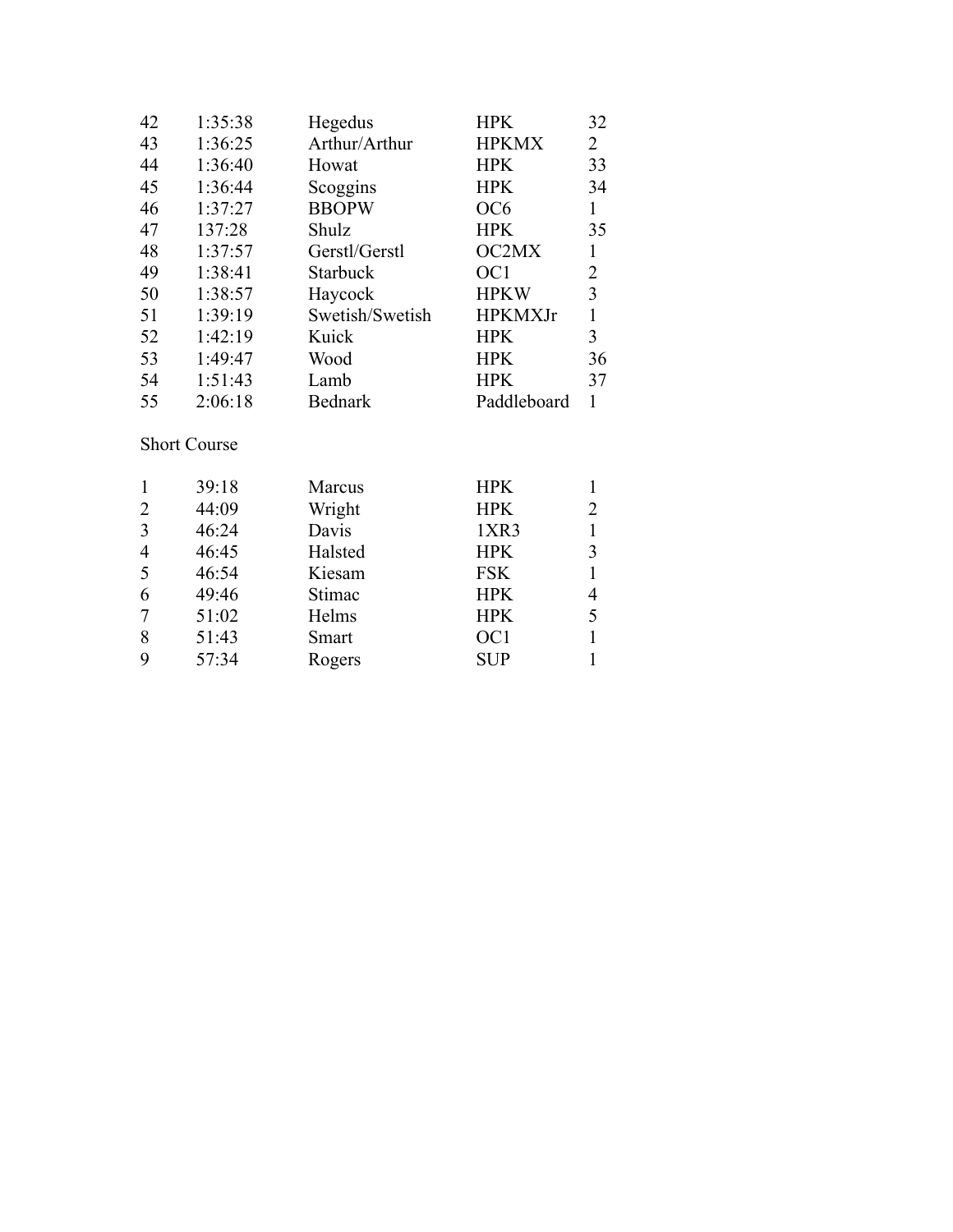| | | | | |
|---|---|---|---|---|
| 42 | 1:35:38 | Hegedus | HPK | 32 |
| 43 | 1:36:25 | Arthur/Arthur | HPKMX | 2 |
| 44 | 1:36:40 | Howat | HPK | 33 |
| 45 | 1:36:44 | Scoggins | HPK | 34 |
| 46 | 1:37:27 | BBOPW | OC6 | 1 |
| 47 | 137:28 | Shulz | HPK | 35 |
| 48 | 1:37:57 | Gerstl/Gerstl | OC2MX | 1 |
| 49 | 1:38:41 | Starbuck | OC1 | 2 |
| 50 | 1:38:57 | Haycock | HPKW | 3 |
| 51 | 1:39:19 | Swetish/Swetish | HPKMXJr | 1 |
| 52 | 1:42:19 | Kuick | HPK | 3 |
| 53 | 1:49:47 | Wood | HPK | 36 |
| 54 | 1:51:43 | Lamb | HPK | 37 |
| 55 | 2:06:18 | Bednark | Paddleboard | 1 |

Short Course

| | | | | |
|---|---|---|---|---|
| 1 | 39:18 | Marcus | HPK | 1 |
| 2 | 44:09 | Wright | HPK | 2 |
| 3 | 46:24 | Davis | 1XR3 | 1 |
| 4 | 46:45 | Halsted | HPK | 3 |
| 5 | 46:54 | Kiesam | FSK | 1 |
| 6 | 49:46 | Stimac | HPK | 4 |
| 7 | 51:02 | Helms | HPK | 5 |
| 8 | 51:43 | Smart | OC1 | 1 |
| 9 | 57:34 | Rogers | SUP | 1 |